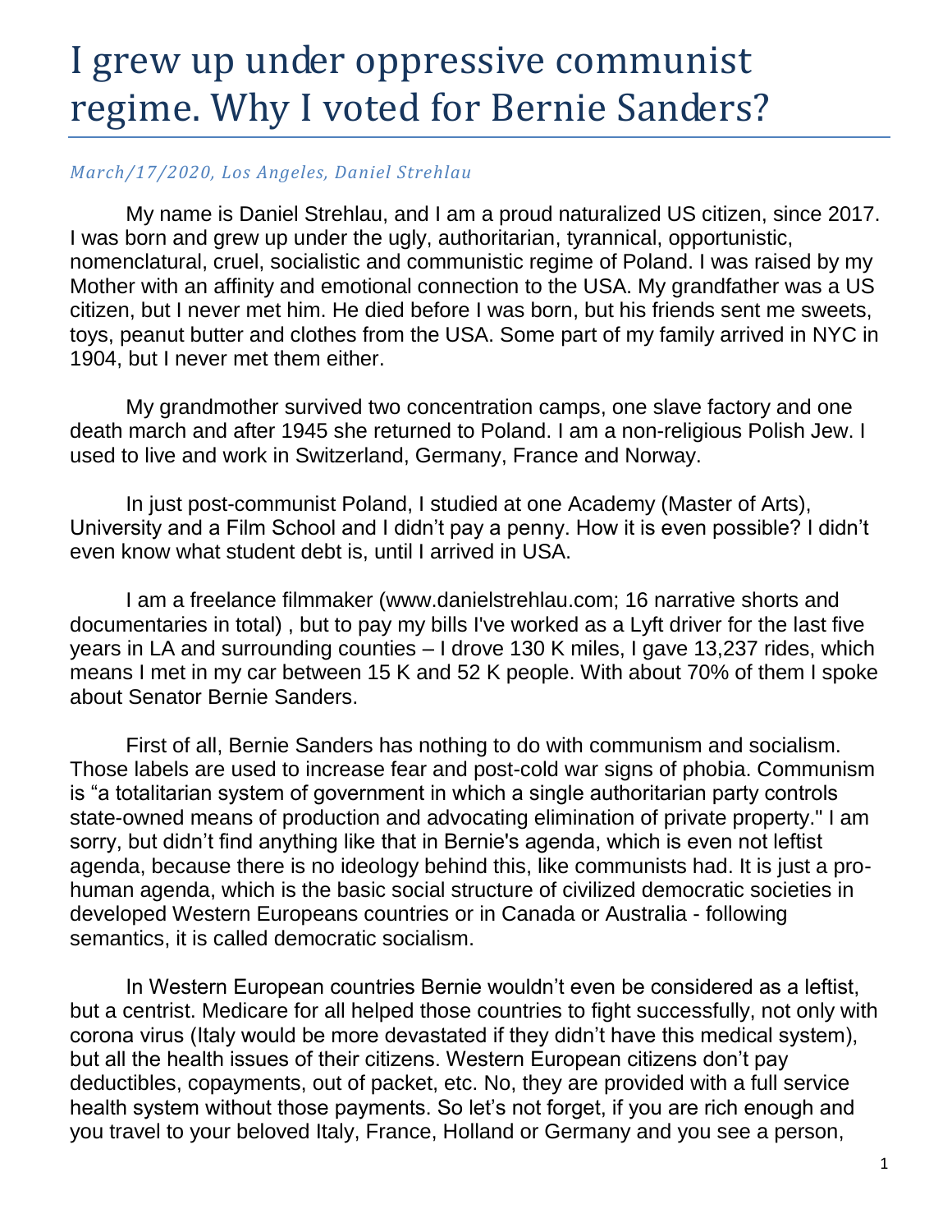# I grew up under oppressive communist regime. Why I voted for Bernie Sanders?

*March/17/2020, Los Angeles, Daniel Strehlau*

My name is Daniel Strehlau, and I am a proud naturalized US citizen, since 2017. I was born and grew up under the ugly, authoritarian, tyrannical, opportunistic, nomenclatural, cruel, socialistic and communistic regime of Poland. I was raised by my Mother with an affinity and emotional connection to the USA. My grandfather was a US citizen, but I never met him. He died before I was born, but his friends sent me sweets, toys, peanut butter and clothes from the USA. Some part of my family arrived in NYC in 1904, but I never met them either.

My grandmother survived two concentration camps, one slave factory and one death march and after 1945 she returned to Poland. I am a non-religious Polish Jew. I used to live and work in Switzerland, Germany, France and Norway.

In just post-communist Poland, I studied at one Academy (Master of Arts), University and a Film School and I didn't pay a penny. How it is even possible? I didn't even know what student debt is, until I arrived in USA.

I am a freelance filmmaker (www.danielstrehlau.com; 16 narrative shorts and documentaries in total) , but to pay my bills I've worked as a Lyft driver for the last five years in LA and surrounding counties – I drove 130 K miles, I gave 13,237 rides, which means I met in my car between 15 K and 52 K people. With about 70% of them I spoke about Senator Bernie Sanders.

First of all, Bernie Sanders has nothing to do with communism and socialism. Those labels are used to increase fear and post-cold war signs of phobia. Communism is "a totalitarian system of government in which a single authoritarian party controls state-owned means of production and advocating elimination of private property." I am sorry, but didn't find anything like that in Bernie's agenda, which is even not leftist agenda, because there is no ideology behind this, like communists had. It is just a pro-human agenda, which is the basic social structure of civilized democratic societies in developed Western Europeans countries or in Canada or Australia - following semantics, it is called democratic socialism.

In Western European countries Bernie wouldn't even be considered as a leftist, but a centrist. Medicare for all helped those countries to fight successfully, not only with corona virus (Italy would be more devastated if they didn't have this medical system), but all the health issues of their citizens. Western European citizens don't pay deductibles, copayments, out of packet, etc. No, they are provided with a full service health system without those payments. So let's not forget, if you are rich enough and you travel to your beloved Italy, France, Holland or Germany and you see a person,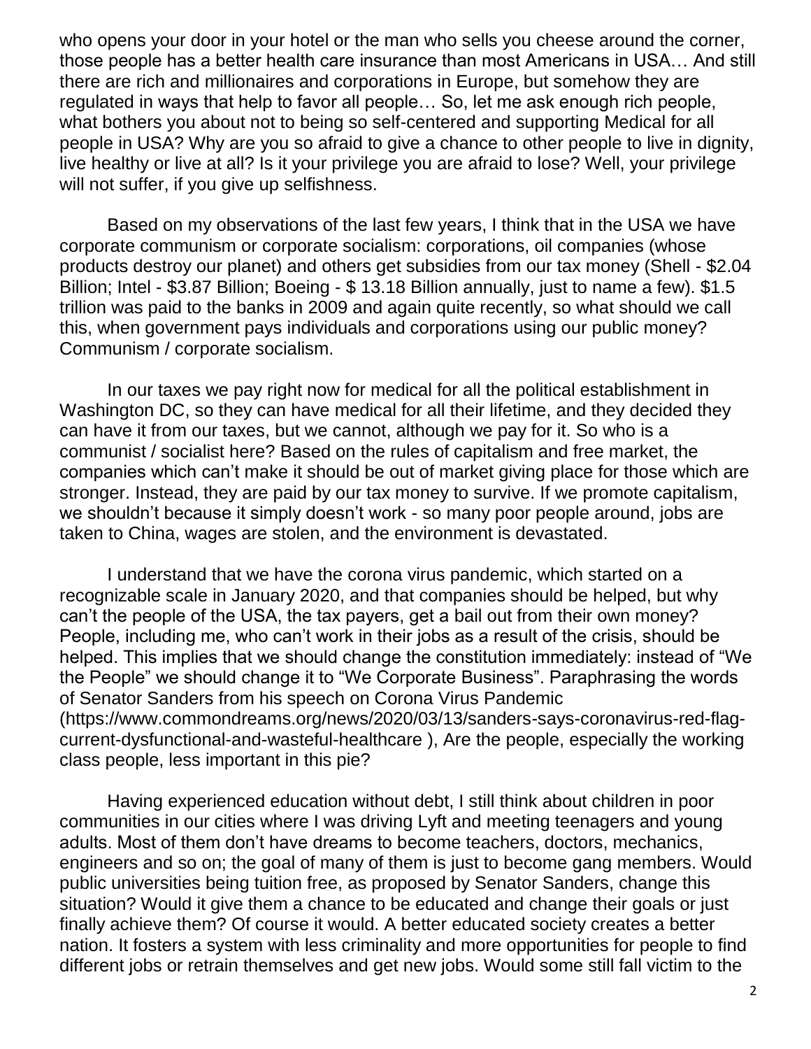who opens your door in your hotel or the man who sells you cheese around the corner, those people has a better health care insurance than most Americans in USA… And still there are rich and millionaires and corporations in Europe, but somehow they are regulated in ways that help to favor all people… So, let me ask enough rich people, what bothers you about not to being so self-centered and supporting Medical for all people in USA? Why are you so afraid to give a chance to other people to live in dignity, live healthy or live at all? Is it your privilege you are afraid to lose? Well, your privilege will not suffer, if you give up selfishness.

Based on my observations of the last few years, I think that in the USA we have corporate communism or corporate socialism: corporations, oil companies (whose products destroy our planet) and others get subsidies from our tax money (Shell - $2.04 Billion; Intel - $3.87 Billion; Boeing - $ 13.18 Billion annually, just to name a few). $1.5 trillion was paid to the banks in 2009 and again quite recently, so what should we call this, when government pays individuals and corporations using our public money? Communism / corporate socialism.

In our taxes we pay right now for medical for all the political establishment in Washington DC, so they can have medical for all their lifetime, and they decided they can have it from our taxes, but we cannot, although we pay for it. So who is a communist / socialist here? Based on the rules of capitalism and free market, the companies which can't make it should be out of market giving place for those which are stronger. Instead, they are paid by our tax money to survive. If we promote capitalism, we shouldn't because it simply doesn't work - so many poor people around, jobs are taken to China, wages are stolen, and the environment is devastated.

I understand that we have the corona virus pandemic, which started on a recognizable scale in January 2020, and that companies should be helped, but why can't the people of the USA, the tax payers, get a bail out from their own money? People, including me, who can't work in their jobs as a result of the crisis, should be helped. This implies that we should change the constitution immediately: instead of "We the People" we should change it to "We Corporate Business". Paraphrasing the words of Senator Sanders from his speech on Corona Virus Pandemic (https://www.commondreams.org/news/2020/03/13/sanders-says-coronavirus-red-flag-current-dysfunctional-and-wasteful-healthcare ), Are the people, especially the working class people, less important in this pie?

Having experienced education without debt, I still think about children in poor communities in our cities where I was driving Lyft and meeting teenagers and young adults. Most of them don't have dreams to become teachers, doctors, mechanics, engineers and so on; the goal of many of them is just to become gang members. Would public universities being tuition free, as proposed by Senator Sanders, change this situation? Would it give them a chance to be educated and change their goals or just finally achieve them? Of course it would. A better educated society creates a better nation. It fosters a system with less criminality and more opportunities for people to find different jobs or retrain themselves and get new jobs. Would some still fall victim to the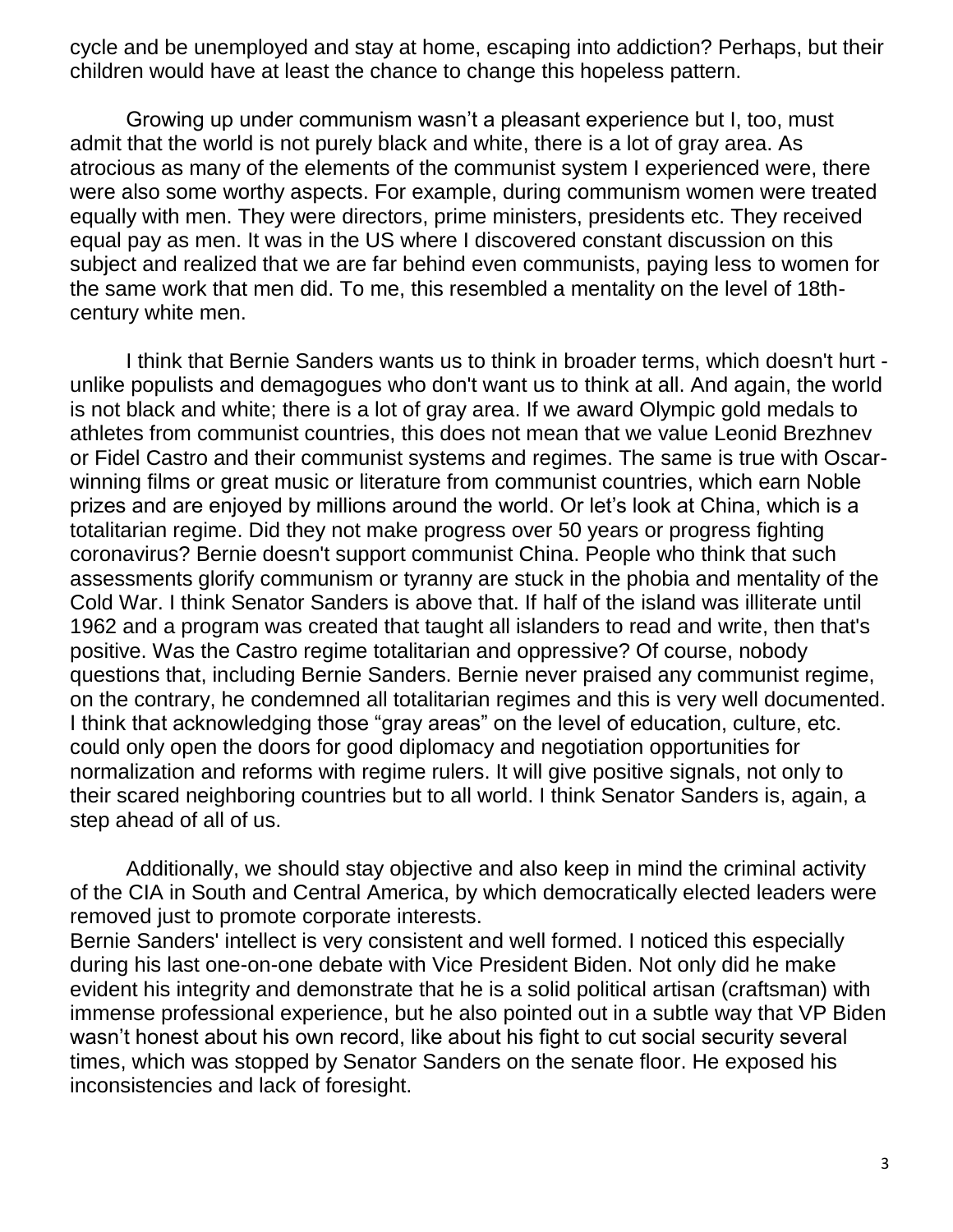cycle and be unemployed and stay at home, escaping into addiction? Perhaps, but their children would have at least the chance to change this hopeless pattern.

Growing up under communism wasn't a pleasant experience but I, too, must admit that the world is not purely black and white, there is a lot of gray area. As atrocious as many of the elements of the communist system I experienced were, there were also some worthy aspects. For example, during communism women were treated equally with men. They were directors, prime ministers, presidents etc. They received equal pay as men. It was in the US where I discovered constant discussion on this subject and realized that we are far behind even communists, paying less to women for the same work that men did. To me, this resembled a mentality on the level of 18th-century white men.

I think that Bernie Sanders wants us to think in broader terms, which doesn't hurt - unlike populists and demagogues who don't want us to think at all. And again, the world is not black and white; there is a lot of gray area. If we award Olympic gold medals to athletes from communist countries, this does not mean that we value Leonid Brezhnev or Fidel Castro and their communist systems and regimes. The same is true with Oscar-winning films or great music or literature from communist countries, which earn Noble prizes and are enjoyed by millions around the world. Or let's look at China, which is a totalitarian regime. Did they not make progress over 50 years or progress fighting coronavirus? Bernie doesn't support communist China. People who think that such assessments glorify communism or tyranny are stuck in the phobia and mentality of the Cold War. I think Senator Sanders is above that. If half of the island was illiterate until 1962 and a program was created that taught all islanders to read and write, then that's positive. Was the Castro regime totalitarian and oppressive? Of course, nobody questions that, including Bernie Sanders. Bernie never praised any communist regime, on the contrary, he condemned all totalitarian regimes and this is very well documented. I think that acknowledging those "gray areas" on the level of education, culture, etc. could only open the doors for good diplomacy and negotiation opportunities for normalization and reforms with regime rulers. It will give positive signals, not only to their scared neighboring countries but to all world. I think Senator Sanders is, again, a step ahead of all of us.

Additionally, we should stay objective and also keep in mind the criminal activity of the CIA in South and Central America, by which democratically elected leaders were removed just to promote corporate interests.
Bernie Sanders' intellect is very consistent and well formed. I noticed this especially during his last one-on-one debate with Vice President Biden. Not only did he make evident his integrity and demonstrate that he is a solid political artisan (craftsman) with immense professional experience, but he also pointed out in a subtle way that VP Biden wasn't honest about his own record, like about his fight to cut social security several times, which was stopped by Senator Sanders on the senate floor. He exposed his inconsistencies and lack of foresight.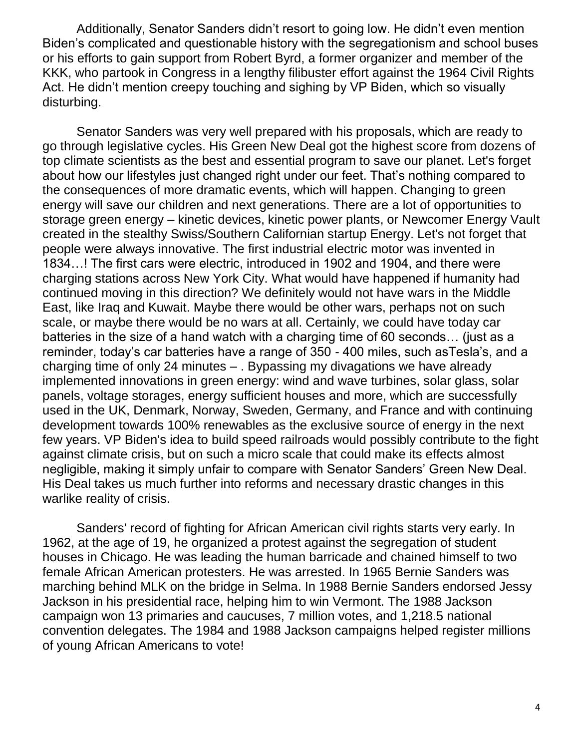Additionally, Senator Sanders didn't resort to going low. He didn't even mention Biden's complicated and questionable history with the segregationism and school buses or his efforts to gain support from Robert Byrd, a former organizer and member of the KKK, who partook in Congress in a lengthy filibuster effort against the 1964 Civil Rights Act. He didn't mention creepy touching and sighing by VP Biden, which so visually disturbing.

Senator Sanders was very well prepared with his proposals, which are ready to go through legislative cycles. His Green New Deal got the highest score from dozens of top climate scientists as the best and essential program to save our planet. Let's forget about how our lifestyles just changed right under our feet. That's nothing compared to the consequences of more dramatic events, which will happen. Changing to green energy will save our children and next generations. There are a lot of opportunities to storage green energy – kinetic devices, kinetic power plants, or Newcomer Energy Vault created in the stealthy Swiss/Southern Californian startup Energy. Let's not forget that people were always innovative. The first industrial electric motor was invented in 1834…! The first cars were electric, introduced in 1902 and 1904, and there were charging stations across New York City. What would have happened if humanity had continued moving in this direction? We definitely would not have wars in the Middle East, like Iraq and Kuwait. Maybe there would be other wars, perhaps not on such scale, or maybe there would be no wars at all. Certainly, we could have today car batteries in the size of a hand watch with a charging time of 60 seconds… (just as a reminder, today's car batteries have a range of 350 - 400 miles, such asTesla's, and a charging time of only 24 minutes – . Bypassing my divagations we have already implemented innovations in green energy: wind and wave turbines, solar glass, solar panels, voltage storages, energy sufficient houses and more, which are successfully used in the UK, Denmark, Norway, Sweden, Germany, and France and with continuing development towards 100% renewables as the exclusive source of energy in the next few years. VP Biden's idea to build speed railroads would possibly contribute to the fight against climate crisis, but on such a micro scale that could make its effects almost negligible, making it simply unfair to compare with Senator Sanders' Green New Deal. His Deal takes us much further into reforms and necessary drastic changes in this warlike reality of crisis.

Sanders' record of fighting for African American civil rights starts very early. In 1962, at the age of 19, he organized a protest against the segregation of student houses in Chicago. He was leading the human barricade and chained himself to two female African American protesters. He was arrested. In 1965 Bernie Sanders was marching behind MLK on the bridge in Selma. In 1988 Bernie Sanders endorsed Jessy Jackson in his presidential race, helping him to win Vermont. The 1988 Jackson campaign won 13 primaries and caucuses, 7 million votes, and 1,218.5 national convention delegates. The 1984 and 1988 Jackson campaigns helped register millions of young African Americans to vote!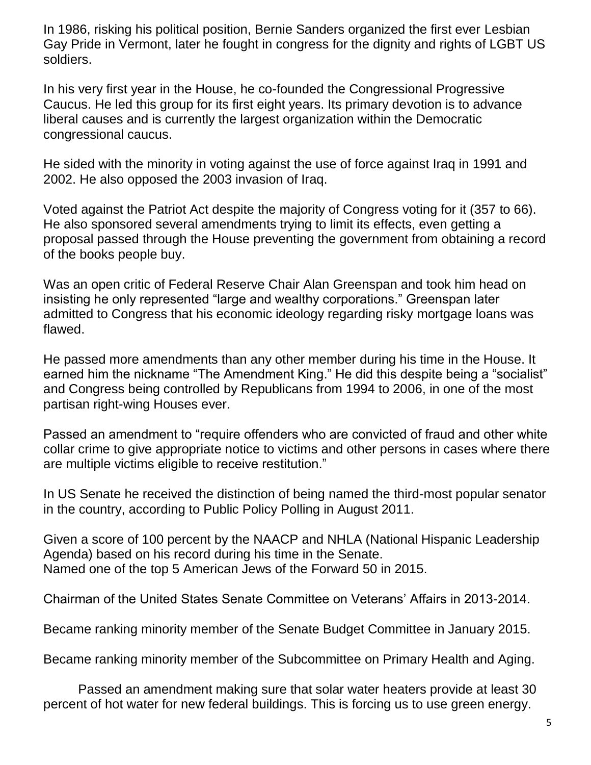In 1986, risking his political position, Bernie Sanders organized the first ever Lesbian Gay Pride in Vermont, later he fought in congress for the dignity and rights of LGBT US soldiers.

In his very first year in the House, he co-founded the Congressional Progressive Caucus. He led this group for its first eight years. Its primary devotion is to advance liberal causes and is currently the largest organization within the Democratic congressional caucus.

He sided with the minority in voting against the use of force against Iraq in 1991 and 2002. He also opposed the 2003 invasion of Iraq.

Voted against the Patriot Act despite the majority of Congress voting for it (357 to 66). He also sponsored several amendments trying to limit its effects, even getting a proposal passed through the House preventing the government from obtaining a record of the books people buy.

Was an open critic of Federal Reserve Chair Alan Greenspan and took him head on insisting he only represented "large and wealthy corporations." Greenspan later admitted to Congress that his economic ideology regarding risky mortgage loans was flawed.

He passed more amendments than any other member during his time in the House. It earned him the nickname "The Amendment King." He did this despite being a "socialist" and Congress being controlled by Republicans from 1994 to 2006, in one of the most partisan right-wing Houses ever.

Passed an amendment to "require offenders who are convicted of fraud and other white collar crime to give appropriate notice to victims and other persons in cases where there are multiple victims eligible to receive restitution."

In US Senate he received the distinction of being named the third-most popular senator in the country, according to Public Policy Polling in August 2011.

Given a score of 100 percent by the NAACP and NHLA (National Hispanic Leadership Agenda) based on his record during his time in the Senate.
Named one of the top 5 American Jews of the Forward 50 in 2015.

Chairman of the United States Senate Committee on Veterans' Affairs in 2013-2014.

Became ranking minority member of the Senate Budget Committee in January 2015.

Became ranking minority member of the Subcommittee on Primary Health and Aging.

Passed an amendment making sure that solar water heaters provide at least 30 percent of hot water for new federal buildings. This is forcing us to use green energy.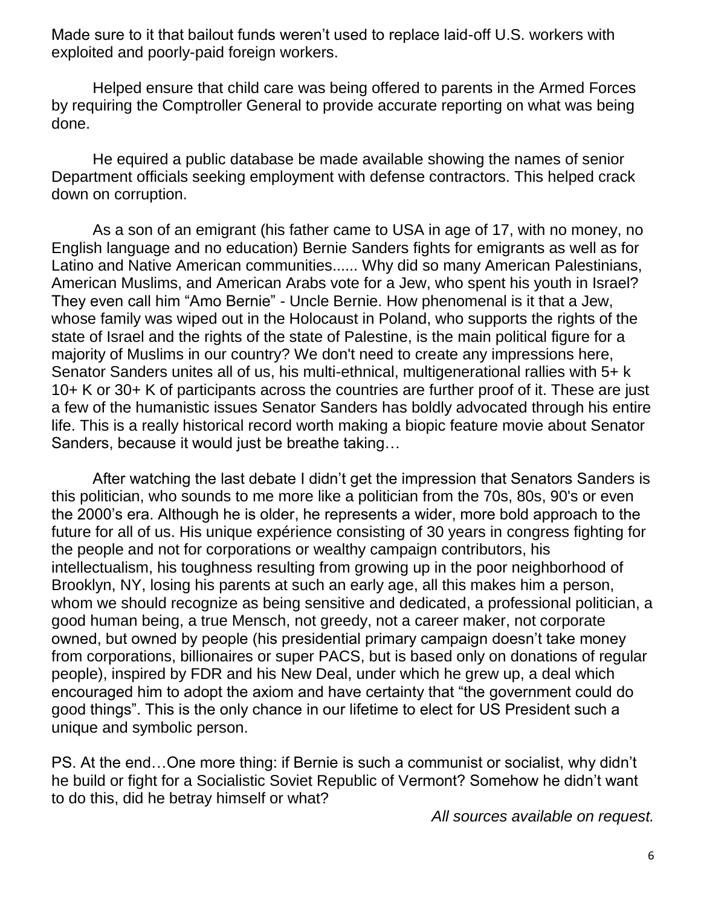Made sure to it that bailout funds weren't used to replace laid-off U.S. workers with exploited and poorly-paid foreign workers.

Helped ensure that child care was being offered to parents in the Armed Forces by requiring the Comptroller General to provide accurate reporting on what was being done.

He equired a public database be made available showing the names of senior Department officials seeking employment with defense contractors. This helped crack down on corruption.

As a son of an emigrant (his father came to USA in age of 17, with no money, no English language and no education) Bernie Sanders fights for emigrants as well as for Latino and Native American communities...... Why did so many American Palestinians, American Muslims, and American Arabs vote for a Jew, who spent his youth in Israel? They even call him "Amo Bernie" - Uncle Bernie. How phenomenal is it that a Jew, whose family was wiped out in the Holocaust in Poland, who supports the rights of the state of Israel and the rights of the state of Palestine, is the main political figure for a majority of Muslims in our country? We don't need to create any impressions here, Senator Sanders unites all of us, his multi-ethnical, multigenerational rallies with 5+ k 10+ K or 30+ K of participants across the countries are further proof of it. These are just a few of the humanistic issues Senator Sanders has boldly advocated through his entire life. This is a really historical record worth making a biopic feature movie about Senator Sanders, because it would just be breathe taking…

After watching the last debate I didn't get the impression that Senators Sanders is this politician, who sounds to me more like a politician from the 70s, 80s, 90's or even the 2000's era. Although he is older, he represents a wider, more bold approach to the future for all of us. His unique expérience consisting of 30 years in congress fighting for the people and not for corporations or wealthy campaign contributors, his intellectualism, his toughness resulting from growing up in the poor neighborhood of Brooklyn, NY, losing his parents at such an early age, all this makes him a person, whom we should recognize as being sensitive and dedicated, a professional politician, a good human being, a true Mensch, not greedy, not a career maker, not corporate owned, but owned by people (his presidential primary campaign doesn't take money from corporations, billionaires or super PACS, but is based only on donations of regular people), inspired by FDR and his New Deal, under which he grew up, a deal which encouraged him to adopt the axiom and have certainty that "the government could do good things". This is the only chance in our lifetime to elect for US President such a unique and symbolic person.

PS. At the end…One more thing: if Bernie is such a communist or socialist, why didn't he build or fight for a Socialistic Soviet Republic of Vermont? Somehow he didn't want to do this, did he betray himself or what?

*All sources available on request.*